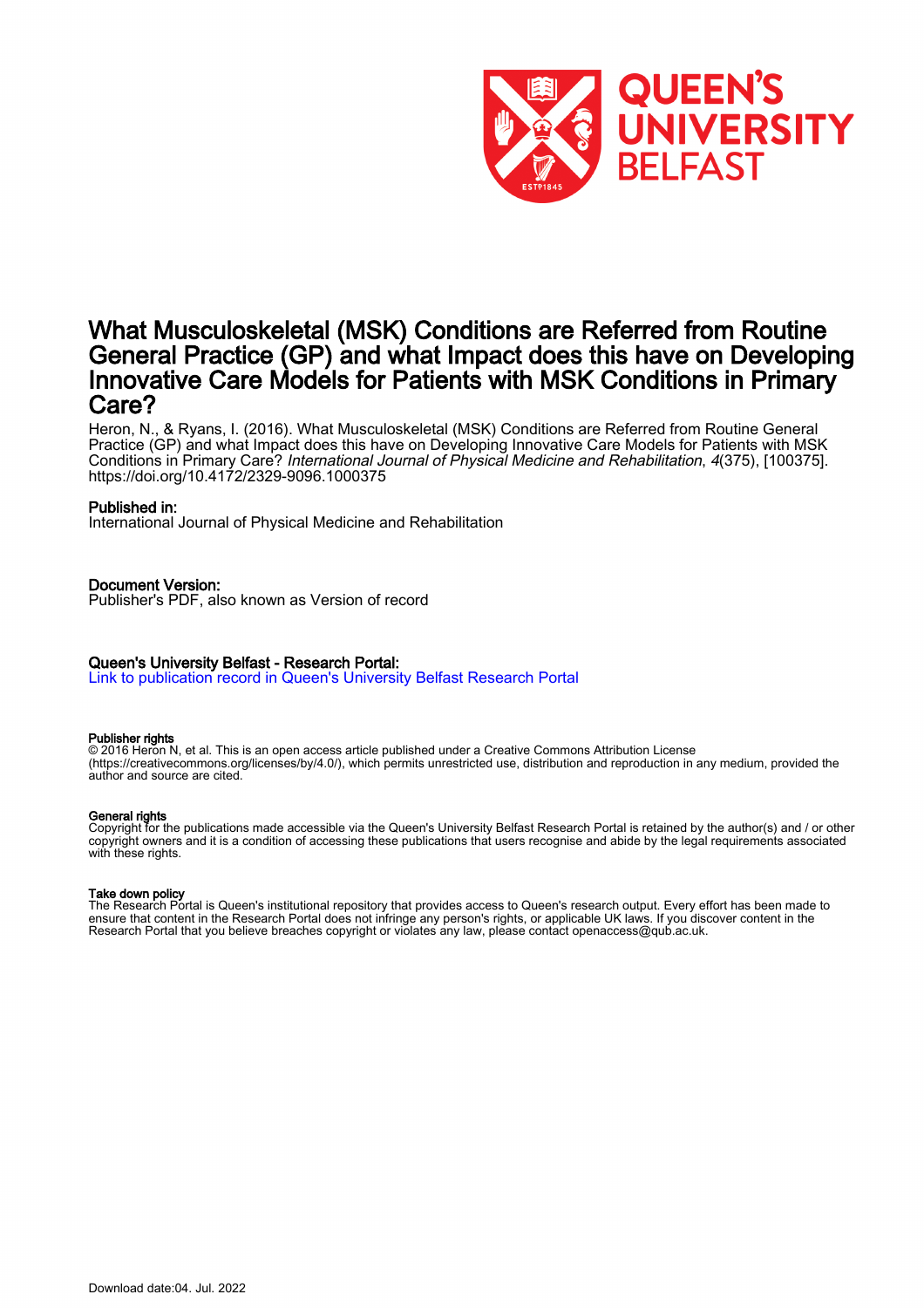# What Musculoskeletal (MSK) Conditions are Referred from Routine General Practice (GP) and what Impact does this have on Developing Innovative Care Models for Patients with MSK Conditions in Primary Care?

Heron, N., & Ryans, I. (2016). What Musculoskeletal (MSK) Conditions are Referred from Routine General Practice (GP) and what Impact does this have on Developing Innovative Care Models for Patients with MSK Conditions in Primary Care? *International Journal of Physical Medicine and Rehabilitation*, *4*(375), [100375]. https://doi.org/10.4172/2329-9096.1000375

**Published in:**
International Journal of Physical Medicine and Rehabilitation

**Document Version:**
Publisher's PDF, also known as Version of record

**Queen's University Belfast - Research Portal:**
Link to publication record in Queen's University Belfast Research Portal

**Publisher rights**
© 2016 Heron N, et al. This is an open access article published under a Creative Commons Attribution License (https://creativecommons.org/licenses/by/4.0/), which permits unrestricted use, distribution and reproduction in any medium, provided the author and source are cited.

**General rights**
Copyright for the publications made accessible via the Queen's University Belfast Research Portal is retained by the author(s) and / or other copyright owners and it is a condition of accessing these publications that users recognise and abide by the legal requirements associated with these rights.

**Take down policy**
The Research Portal is Queen's institutional repository that provides access to Queen's research output. Every effort has been made to ensure that content in the Research Portal does not infringe any person's rights, or applicable UK laws. If you discover content in the Research Portal that you believe breaches copyright or violates any law, please contact openaccess@qub.ac.uk.

Download date:04. Jul. 2022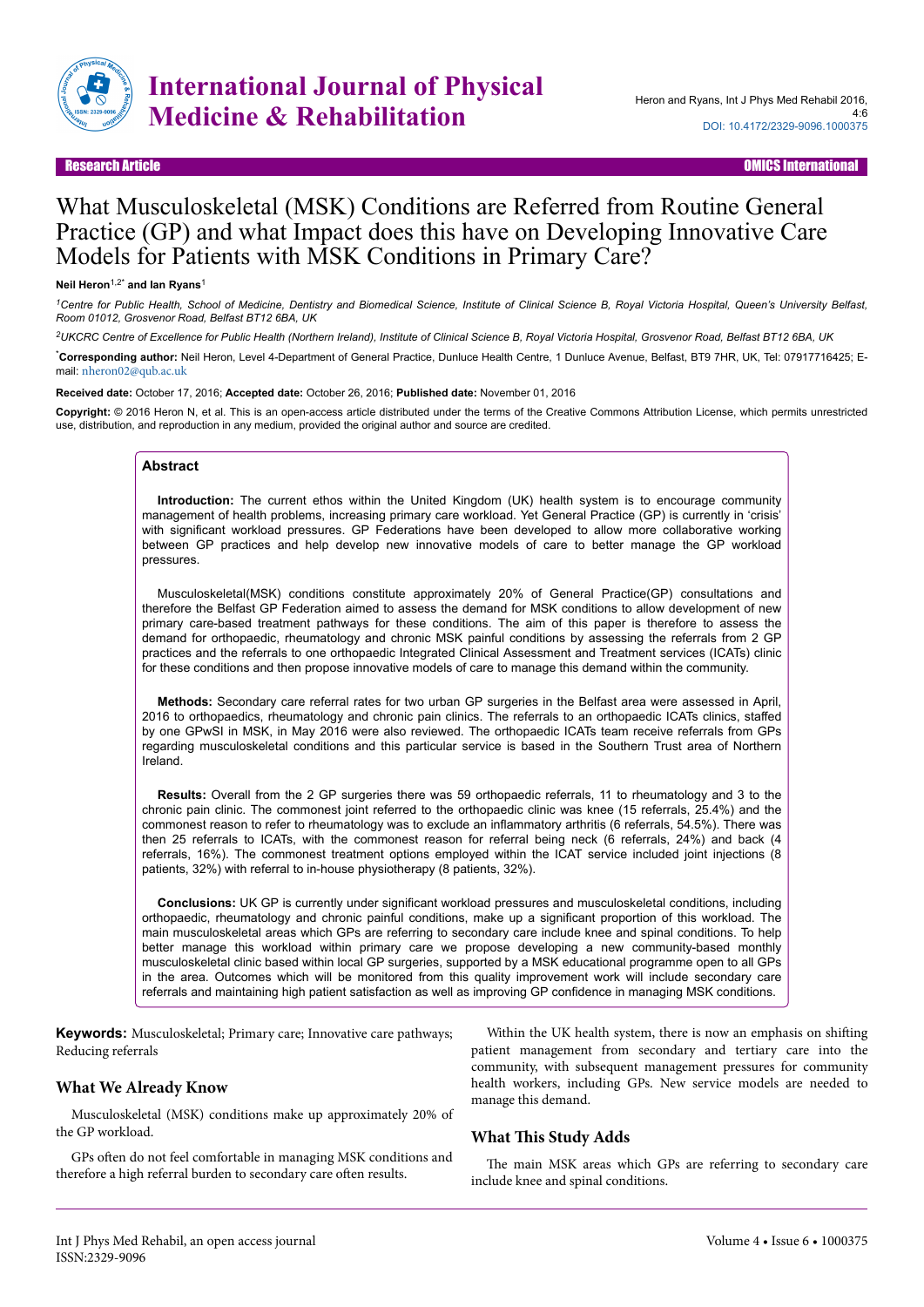# What Musculoskeletal (MSK) Conditions are Referred from Routine General Practice (GP) and what Impact does this have on Developing Innovative Care Models for Patients with MSK Conditions in Primary Care?

**Neil Heron**[1,2*] **and Ian Ryans**[1]

[1]*Centre for Public Health, School of Medicine, Dentistry and Biomedical Science, Institute of Clinical Science B, Royal Victoria Hospital, Queen's University Belfast, Room 01012, Grosvenor Road, Belfast BT12 6BA, UK*

[2]*UKCRC Centre of Excellence for Public Health (Northern Ireland), Institute of Clinical Science B, Royal Victoria Hospital, Grosvenor Road, Belfast BT12 6BA, UK*

[*]**Corresponding author:** Neil Heron, Level 4-Department of General Practice, Dunluce Health Centre, 1 Dunluce Avenue, Belfast, BT9 7HR, UK, Tel: 07917716425; E-mail: nheron02@qub.ac.uk

**Received date:** October 17, 2016; **Accepted date:** October 26, 2016; **Published date:** November 01, 2016

**Copyright:** © 2016 Heron N, et al. This is an open-access article distributed under the terms of the Creative Commons Attribution License, which permits unrestricted use, distribution, and reproduction in any medium, provided the original author and source are credited.

## Abstract

**Introduction:** The current ethos within the United Kingdom (UK) health system is to encourage community management of health problems, increasing primary care workload. Yet General Practice (GP) is currently in 'crisis' with significant workload pressures. GP Federations have been developed to allow more collaborative working between GP practices and help develop new innovative models of care to better manage the GP workload pressures.

Musculoskeletal(MSK) conditions constitute approximately 20% of General Practice(GP) consultations and therefore the Belfast GP Federation aimed to assess the demand for MSK conditions to allow development of new primary care-based treatment pathways for these conditions. The aim of this paper is therefore to assess the demand for orthopaedic, rheumatology and chronic MSK painful conditions by assessing the referrals from 2 GP practices and the referrals to one orthopaedic Integrated Clinical Assessment and Treatment services (ICATs) clinic for these conditions and then propose innovative models of care to manage this demand within the community.

**Methods:** Secondary care referral rates for two urban GP surgeries in the Belfast area were assessed in April, 2016 to orthopaedics, rheumatology and chronic pain clinics. The referrals to an orthopaedic ICATs clinics, staffed by one GPwSI in MSK, in May 2016 were also reviewed. The orthopaedic ICATs team receive referrals from GPs regarding musculoskeletal conditions and this particular service is based in the Southern Trust area of Northern Ireland.

**Results:** Overall from the 2 GP surgeries there was 59 orthopaedic referrals, 11 to rheumatology and 3 to the chronic pain clinic. The commonest joint referred to the orthopaedic clinic was knee (15 referrals, 25.4%) and the commonest reason to refer to rheumatology was to exclude an inflammatory arthritis (6 referrals, 54.5%). There was then 25 referrals to ICATs, with the commonest reason for referral being neck (6 referrals, 24%) and back (4 referrals, 16%). The commonest treatment options employed within the ICAT service included joint injections (8 patients, 32%) with referral to in-house physiotherapy (8 patients, 32%).

**Conclusions:** UK GP is currently under significant workload pressures and musculoskeletal conditions, including orthopaedic, rheumatology and chronic painful conditions, make up a significant proportion of this workload. The main musculoskeletal areas which GPs are referring to secondary care include knee and spinal conditions. To help better manage this workload within primary care we propose developing a new community-based monthly musculoskeletal clinic based within local GP surgeries, supported by a MSK educational programme open to all GPs in the area. Outcomes which will be monitored from this quality improvement work will include secondary care referrals and maintaining high patient satisfaction as well as improving GP confidence in managing MSK conditions.

**Keywords:** Musculoskeletal; Primary care; Innovative care pathways; Reducing referrals

## What We Already Know

Musculoskeletal (MSK) conditions make up approximately 20% of the GP workload.

GPs often do not feel comfortable in managing MSK conditions and therefore a high referral burden to secondary care often results.

Within the UK health system, there is now an emphasis on shifting patient management from secondary and tertiary care into the community, with subsequent management pressures for community health workers, including GPs. New service models are needed to manage this demand.

## What This Study Adds

The main MSK areas which GPs are referring to secondary care include knee and spinal conditions.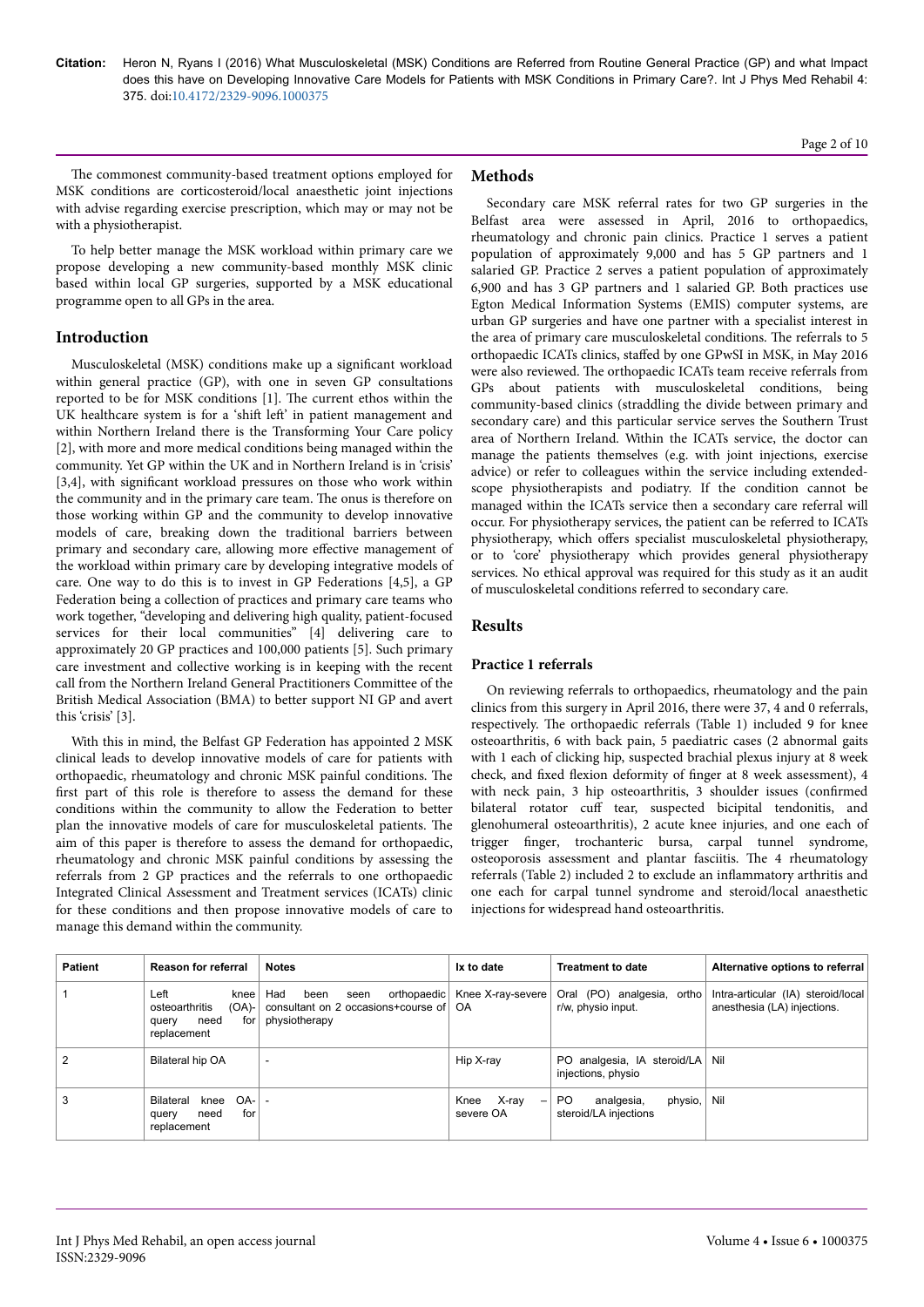The commonest community-based treatment options employed for MSK conditions are corticosteroid/local anaesthetic joint injections with advise regarding exercise prescription, which may or may not be with a physiotherapist.

To help better manage the MSK workload within primary care we propose developing a new community-based monthly MSK clinic based within local GP surgeries, supported by a MSK educational programme open to all GPs in the area.

## Introduction

Musculoskeletal (MSK) conditions make up a significant workload within general practice (GP), with one in seven GP consultations reported to be for MSK conditions [1]. The current ethos within the UK healthcare system is for a 'shift left' in patient management and within Northern Ireland there is the Transforming Your Care policy [2], with more and more medical conditions being managed within the community. Yet GP within the UK and in Northern Ireland is in 'crisis' [3,4], with significant workload pressures on those who work within the community and in the primary care team. The onus is therefore on those working within GP and the community to develop innovative models of care, breaking down the traditional barriers between primary and secondary care, allowing more effective management of the workload within primary care by developing integrative models of care. One way to do this is to invest in GP Federations [4,5], a GP Federation being a collection of practices and primary care teams who work together, "developing and delivering high quality, patient-focused services for their local communities" [4] delivering care to approximately 20 GP practices and 100,000 patients [5]. Such primary care investment and collective working is in keeping with the recent call from the Northern Ireland General Practitioners Committee of the British Medical Association (BMA) to better support NI GP and avert this 'crisis' [3].

With this in mind, the Belfast GP Federation has appointed 2 MSK clinical leads to develop innovative models of care for patients with orthopaedic, rheumatology and chronic MSK painful conditions. The first part of this role is therefore to assess the demand for these conditions within the community to allow the Federation to better plan the innovative models of care for musculoskeletal patients. The aim of this paper is therefore to assess the demand for orthopaedic, rheumatology and chronic MSK painful conditions by assessing the referrals from 2 GP practices and the referrals to one orthopaedic Integrated Clinical Assessment and Treatment services (ICATs) clinic for these conditions and then propose innovative models of care to manage this demand within the community.

## Methods

Secondary care MSK referral rates for two GP surgeries in the Belfast area were assessed in April, 2016 to orthopaedics, rheumatology and chronic pain clinics. Practice 1 serves a patient population of approximately 9,000 and has 5 GP partners and 1 salaried GP. Practice 2 serves a patient population of approximately 6,900 and has 3 GP partners and 1 salaried GP. Both practices use Egton Medical Information Systems (EMIS) computer systems, are urban GP surgeries and have one partner with a specialist interest in the area of primary care musculoskeletal conditions. The referrals to 5 orthopaedic ICATs clinics, staffed by one GPwSI in MSK, in May 2016 were also reviewed. The orthopaedic ICATs team receive referrals from GPs about patients with musculoskeletal conditions, being community-based clinics (straddling the divide between primary and secondary care) and this particular service serves the Southern Trust area of Northern Ireland. Within the ICATs service, the doctor can manage the patients themselves (e.g. with joint injections, exercise advice) or refer to colleagues within the service including extended-scope physiotherapists and podiatry. If the condition cannot be managed within the ICATs service then a secondary care referral will occur. For physiotherapy services, the patient can be referred to ICATs physiotherapy, which offers specialist musculoskeletal physiotherapy, or to 'core' physiotherapy which provides general physiotherapy services. No ethical approval was required for this study as it an audit of musculoskeletal conditions referred to secondary care.

## Results

### Practice 1 referrals

On reviewing referrals to orthopaedics, rheumatology and the pain clinics from this surgery in April 2016, there were 37, 4 and 0 referrals, respectively. The orthopaedic referrals (Table 1) included 9 for knee osteoarthritis, 6 with back pain, 5 paediatric cases (2 abnormal gaits with 1 each of clicking hip, suspected brachial plexus injury at 8 week check, and fixed flexion deformity of finger at 8 week assessment), 4 with neck pain, 3 hip osteoarthritis, 3 shoulder issues (confirmed bilateral rotator cuff tear, suspected bicipital tendonitis, and glenohumeral osteoarthritis), 2 acute knee injuries, and one each of trigger finger, trochanteric bursa, carpal tunnel syndrome, osteoporosis assessment and plantar fasciitis. The 4 rheumatology referrals (Table 2) included 2 to exclude an inflammatory arthritis and one each for carpal tunnel syndrome and steroid/local anaesthetic injections for widespread hand osteoarthritis.

| Patient | Reason for referral | Notes | Ix to date | Treatment to date | Alternative options to referral |
|---|---|---|---|---|---|
| 1 | Left knee osteoarthritis (OA)-query need for replacement | Had been seen orthopaedic consultant on 2 occasions+course of physiotherapy | Knee X-ray-severe OA | Oral (PO) analgesia, ortho r/w, physio input. | Intra-articular (IA) steroid/local anesthesia (LA) injections. |
| 2 | Bilateral hip OA | - | Hip X-ray | PO analgesia, IA steroid/LA injections, physio | Nil |
| 3 | Bilateral knee OA-query need for replacement | - | Knee X-ray – severe OA | PO analgesia, physio, steroid/LA injections | Nil |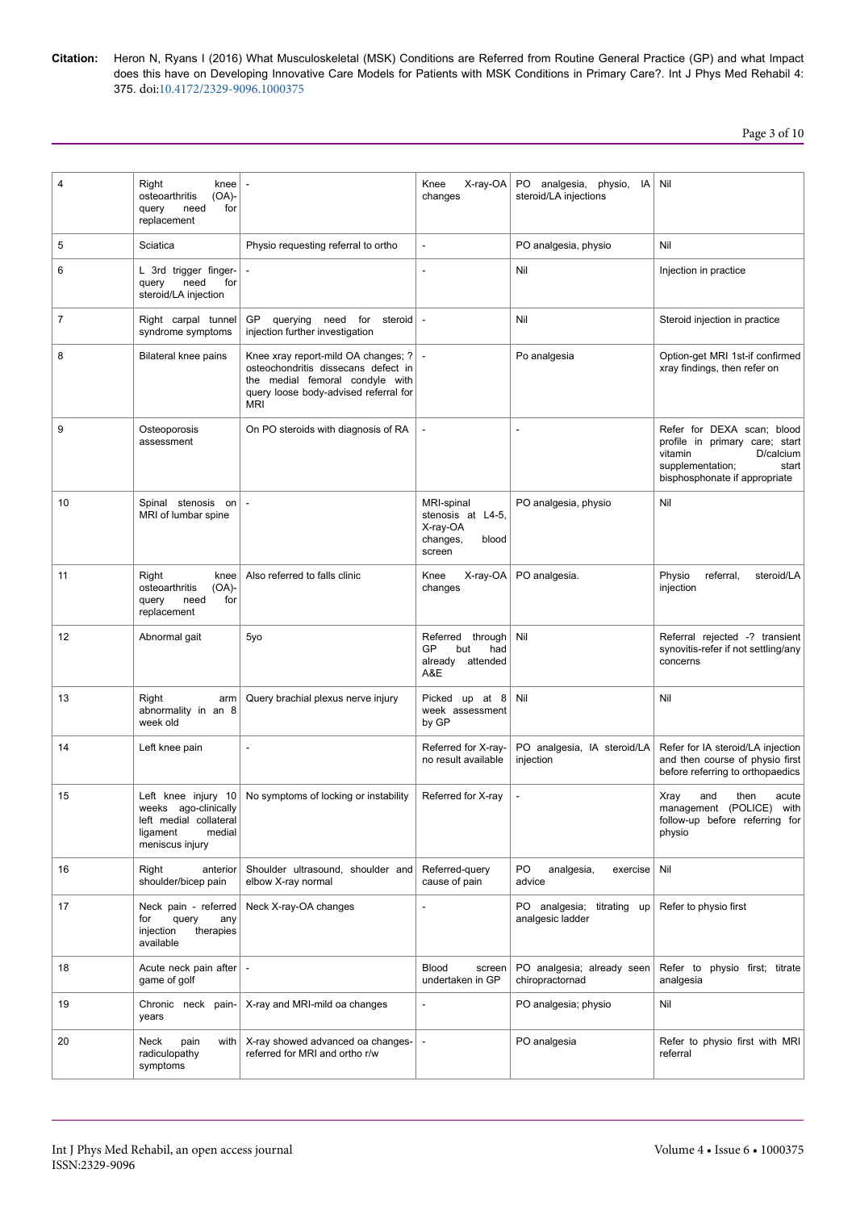| 4 | Right knee osteoarthritis (OA)-query need for replacement | - | Knee X-ray-OA changes | PO analgesia, physio, IA steroid/LA injections | Nil |
|---|---|---|---|---|---|
| 5 | Sciatica | Physio requesting referral to ortho | - | PO analgesia, physio | Nil |
| 6 | L 3rd trigger finger-query need for steroid/LA injection | - | - | Nil | Injection in practice |
| 7 | Right carpal tunnel syndrome symptoms | GP querying need for steroid injection further investigation | - | Nil | Steroid injection in practice |
| 8 | Bilateral knee pains | Knee xray report-mild OA changes; ? osteochondritis dissecans defect in the medial femoral condyle with query loose body-advised referral for MRI | - | Po analgesia | Option-get MRI 1st-if confirmed xray findings, then refer on |
| 9 | Osteoporosis assessment | On PO steroids with diagnosis of RA | - | - | Refer for DEXA scan; blood profile in primary care; start vitamin D/calcium supplementation; start bisphosphonate if appropriate |
| 10 | Spinal stenosis on MRI of lumbar spine | - | MRI-spinal stenosis at L4-5, X-ray-OA changes, blood screen | PO analgesia, physio | Nil |
| 11 | Right knee osteoarthritis (OA)-query need for replacement | Also referred to falls clinic | Knee X-ray-OA changes | PO analgesia. | Physio referral, steroid/LA injection |
| 12 | Abnormal gait | 5yo | Referred through GP but had already attended A&E | Nil | Referral rejected -? transient synovitis-refer if not settling/any concerns |
| 13 | Right arm abnormality in an 8 week old | Query brachial plexus nerve injury | Picked up at 8 week assessment by GP | Nil | Nil |
| 14 | Left knee pain | - | Referred for X-ray-no result available | PO analgesia, IA steroid/LA injection | Refer for IA steroid/LA injection and then course of physio first before referring to orthopaedics |
| 15 | Left knee injury 10 weeks ago-clinically left medial collateral ligament medial meniscus injury | No symptoms of locking or instability | Referred for X-ray | - | Xray and then acute management (POLICE) with follow-up before referring for physio |
| 16 | Right anterior shoulder/bicep pain | Shoulder ultrasound, shoulder and elbow X-ray normal | Referred-query cause of pain | PO analgesia, exercise advice | Nil |
| 17 | Neck pain - referred for query any injection therapies available | Neck X-ray-OA changes | - | PO analgesia; titrating up analgesic ladder | Refer to physio first |
| 18 | Acute neck pain after game of golf | - | Blood screen undertaken in GP | PO analgesia; already seen chiropractornad | Refer to physio first; titrate analgesia |
| 19 | Chronic neck pain-years | X-ray and MRI-mild oa changes | - | PO analgesia; physio | Nil |
| 20 | Neck pain with radiculopathy symptoms | X-ray showed advanced oa changes-referred for MRI and ortho r/w | - | PO analgesia | Refer to physio first with MRI referral |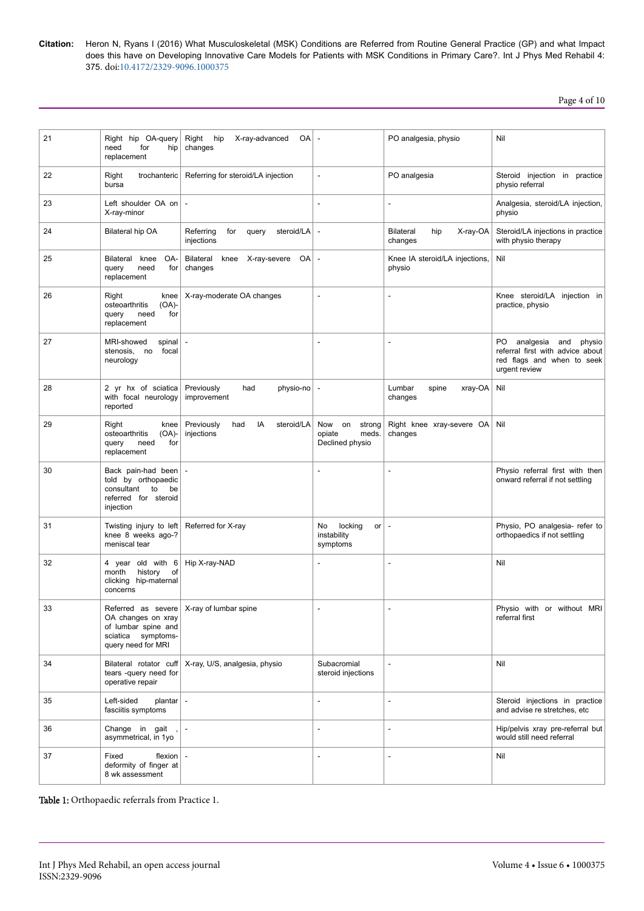| | | | | | |
|---|---|---|---|---|---|
| 21 | Right hip OA-query need for hip replacement | Right hip X-ray-advanced OA changes | - | PO analgesia, physio | Nil |
| 22 | Right trochanteric bursa | Referring for steroid/LA injection | - | PO analgesia | Steroid injection in practice physio referral |
| 23 | Left shoulder OA on X-ray-minor | - | - | - | Analgesia, steroid/LA injection, physio |
| 24 | Bilateral hip OA | Referring for query steroid/LA injections | - | Bilateral hip X-ray-OA changes | Steroid/LA injections in practice with physio therapy |
| 25 | Bilateral knee OA-query need for replacement | Bilateral knee X-ray-severe OA changes | - | Knee IA steroid/LA injections, physio | Nil |
| 26 | Right knee osteoarthritis (OA)-query need for replacement | X-ray-moderate OA changes | - | - | Knee steroid/LA injection in practice, physio |
| 27 | MRI-showed spinal stenosis, no focal neurology | - | - | - | PO analgesia and physio referral first with advice about red flags and when to seek urgent review |
| 28 | 2 yr hx of sciatica with focal neurology reported | Previously had physio-no improvement | - | Lumbar spine xray-OA changes | Nil |
| 29 | Right knee osteoarthritis (OA)-query need for replacement | Previously had IA steroid/LA injections | Now on strong opiate meds. Declined physio | Right knee xray-severe OA changes | Nil |
| 30 | Back pain-had been told by orthopaedic consultant to be referred for steroid injection | - | - | - | Physio referral first with then onward referral if not settling |
| 31 | Twisting injury to left knee 8 weeks ago-? meniscal tear | Referred for X-ray | No locking or instability symptoms | - | Physio, PO analgesia- refer to orthopaedics if not settling |
| 32 | 4 year old with 6 month history of clicking hip-maternal concerns | Hip X-ray-NAD | - | - | Nil |
| 33 | Referred as severe OA changes on xray of lumbar spine and sciatica symptoms-query need for MRI | X-ray of lumbar spine | - | - | Physio with or without MRI referral first |
| 34 | Bilateral rotator cuff tears -query need for operative repair | X-ray, U/S, analgesia, physio | Subacromial steroid injections | - | Nil |
| 35 | Left-sided plantar fasciitis symptoms | - | - | - | Steroid injections in practice and advise re stretches, etc |
| 36 | Change in gait , asymmetrical, in 1yo | - | - | - | Hip/pelvis xray pre-referral but would still need referral |
| 37 | Fixed flexion deformity of finger at 8 wk assessment | - | - | - | Nil |

**Table 1:** Orthopaedic referrals from Practice 1.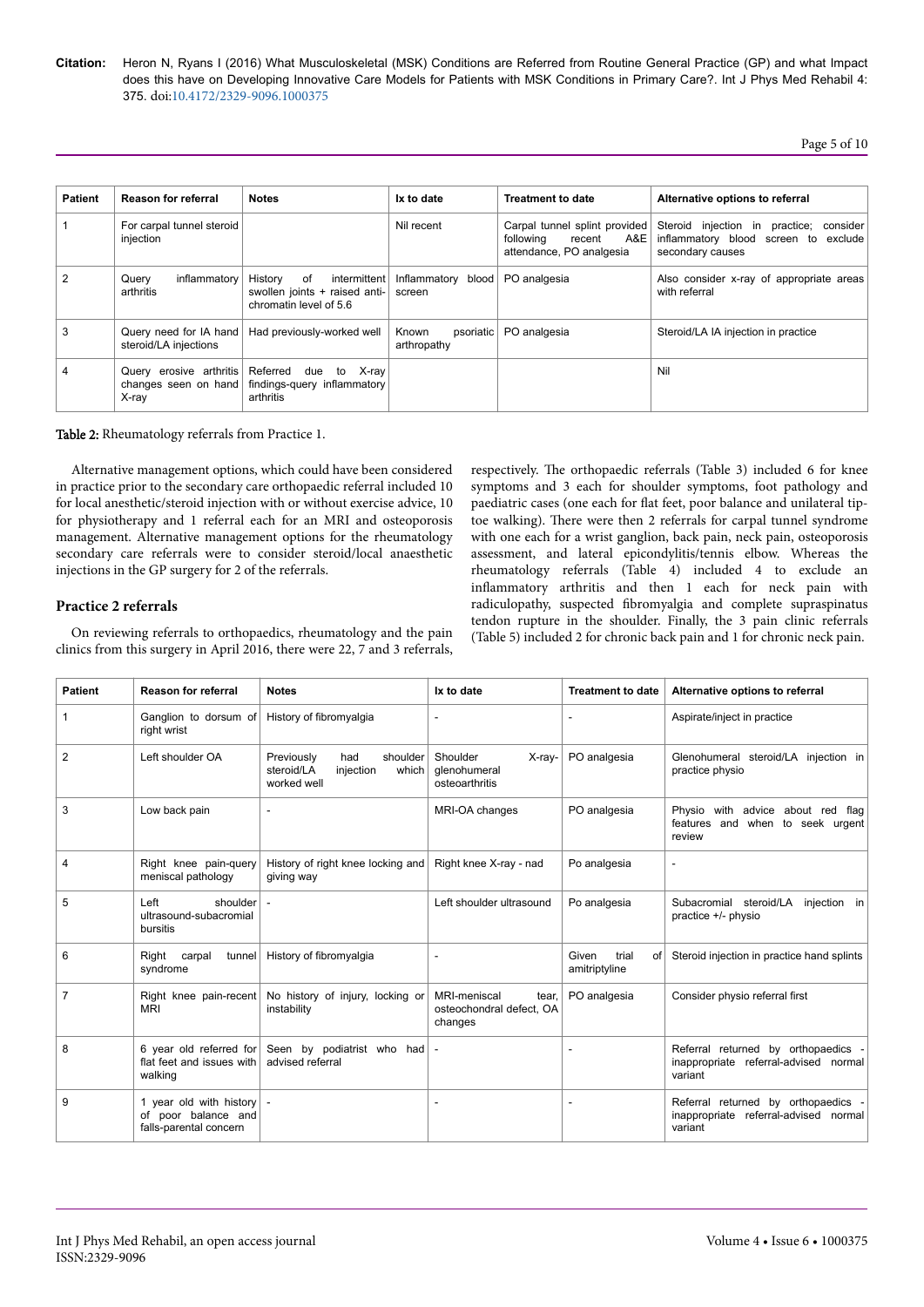| Patient | Reason for referral | Notes | Ix to date | Treatment to date | Alternative options to referral |
|---|---|---|---|---|---|
| 1 | For carpal tunnel steroid injection | | Nil recent | Carpal tunnel splint provided following recent A&E attendance, PO analgesia | Steroid injection in practice; consider inflammatory blood screen to exclude secondary causes |
| 2 | Query inflammatory arthritis | History of intermittent swollen joints + raised anti-chromatin level of 5.6 | Inflammatory blood screen | PO analgesia | Also consider x-ray of appropriate areas with referral |
| 3 | Query need for IA hand steroid/LA injections | Had previously-worked well | Known psoriatic arthropathy | PO analgesia | Steroid/LA IA injection in practice |
| 4 | Query erosive arthritis changes seen on hand X-ray | Referred due to X-ray findings-query inflammatory arthritis | | | Nil |

**Table 2:** Rheumatology referrals from Practice 1.

Alternative management options, which could have been considered in practice prior to the secondary care orthopaedic referral included 10 for local anesthetic/steroid injection with or without exercise advice, 10 for physiotherapy and 1 referral each for an MRI and osteoporosis management. Alternative management options for the rheumatology secondary care referrals were to consider steroid/local anaesthetic injections in the GP surgery for 2 of the referrals.

## Practice 2 referrals

On reviewing referrals to orthopaedics, rheumatology and the pain clinics from this surgery in April 2016, there were 22, 7 and 3 referrals, respectively. The orthopaedic referrals (Table 3) included 6 for knee symptoms and 3 each for shoulder symptoms, foot pathology and paediatric cases (one each for flat feet, poor balance and unilateral tip-toe walking). There were then 2 referrals for carpal tunnel syndrome with one each for a wrist ganglion, back pain, neck pain, osteoporosis assessment, and lateral epicondylitis/tennis elbow. Whereas the rheumatology referrals (Table 4) included 4 to exclude an inflammatory arthritis and then 1 each for neck pain with radiculopathy, suspected fibromyalgia and complete supraspinatus tendon rupture in the shoulder. Finally, the 3 pain clinic referrals (Table 5) included 2 for chronic back pain and 1 for chronic neck pain.

| Patient | Reason for referral | Notes | Ix to date | Treatment to date | Alternative options to referral |
|---|---|---|---|---|---|
| 1 | Ganglion to dorsum of right wrist | History of fibromyalgia | - | - | Aspirate/inject in practice |
| 2 | Left shoulder OA | Previously had shoulder steroid/LA injection which worked well | Shoulder X-ray-glenohumeral osteoarthritis | PO analgesia | Glenohumeral steroid/LA injection in practice physio |
| 3 | Low back pain | - | MRI-OA changes | PO analgesia | Physio with advice about red flag features and when to seek urgent review |
| 4 | Right knee pain-query meniscal pathology | History of right knee locking and giving way | Right knee X-ray - nad | Po analgesia | - |
| 5 | Left shoulder ultrasound-subacromial bursitis | - | Left shoulder ultrasound | Po analgesia | Subacromial steroid/LA injection in practice +/- physio |
| 6 | Right carpal tunnel syndrome | History of fibromyalgia | - | Given trial of amitriptyline | Steroid injection in practice hand splints |
| 7 | Right knee pain-recent MRI | No history of injury, locking or instability | MRI-meniscal tear, osteochondral defect, OA changes | PO analgesia | Consider physio referral first |
| 8 | 6 year old referred for flat feet and issues with walking | Seen by podiatrist who had advised referral | - | - | Referral returned by orthopaedics - inappropriate referral-advised normal variant |
| 9 | 1 year old with history of poor balance and falls-parental concern | - | - | - | Referral returned by orthopaedics - inappropriate referral-advised normal variant |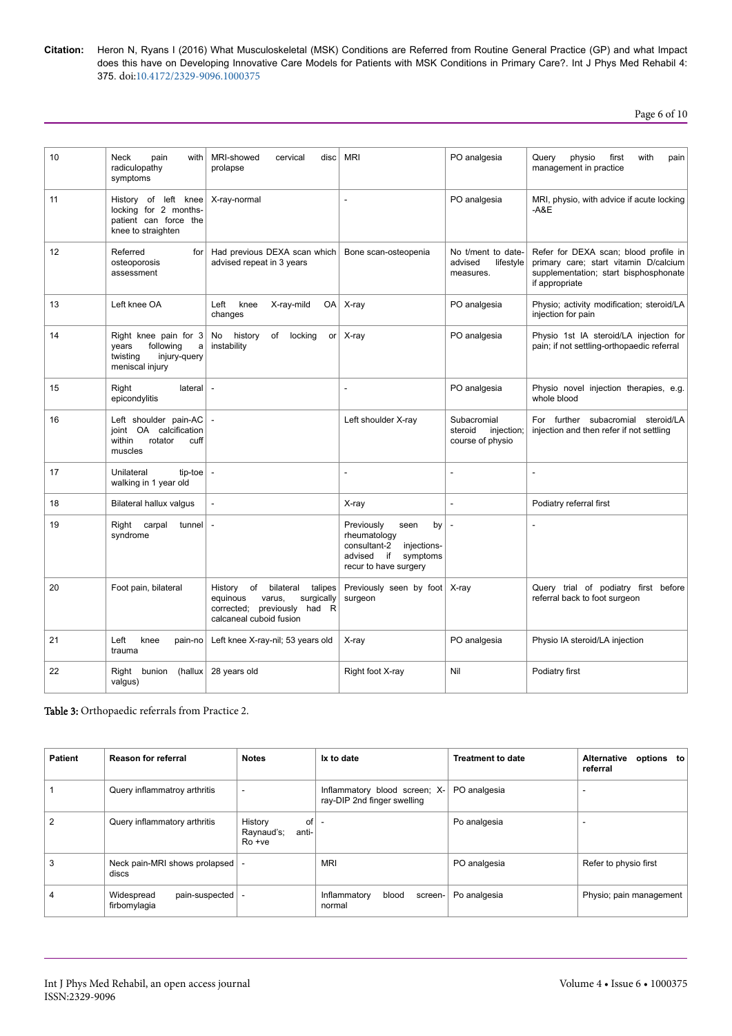| | | | | | |
|---|---|---|---|---|---|
| 10 | Neck pain with radiculopathy symptoms | MRI-showed cervical disc prolapse | MRI | PO analgesia | Query physio first with pain management in practice |
| 11 | History of left knee locking for 2 months-patient can force the knee to straighten | X-ray-normal | - | PO analgesia | MRI, physio, with advice if acute locking -A&E |
| 12 | Referred for osteoporosis assessment | Had previous DEXA scan which advised repeat in 3 years | Bone scan-osteopenia | No t/ment to date-advised lifestyle measures. | Refer for DEXA scan; blood profile in primary care; start vitamin D/calcium supplementation; start bisphosphonate if appropriate |
| 13 | Left knee OA | Left knee X-ray-mild OA changes | X-ray | PO analgesia | Physio; activity modification; steroid/LA injection for pain |
| 14 | Right knee pain for 3 years following a twisting injury-query meniscal injury | No history of locking or instability | X-ray | PO analgesia | Physio 1st IA steroid/LA injection for pain; if not settling-orthopaedic referral |
| 15 | Right lateral epicondylitis | - | - | PO analgesia | Physio novel injection therapies, e.g. whole blood |
| 16 | Left shoulder pain-AC joint OA calcification within rotator cuff muscles | - | Left shoulder X-ray | Subacromial steroid injection; course of physio | For further subacromial steroid/LA injection and then refer if not settling |
| 17 | Unilateral tip-toe walking in 1 year old | - | - | - | - |
| 18 | Bilateral hallux valgus | - | X-ray | - | Podiatry referral first |
| 19 | Right carpal tunnel syndrome | - | Previously seen by rheumatology consultant-2 injections-advised if symptoms recur to have surgery | - | - |
| 20 | Foot pain, bilateral | History of bilateral talipes equinous varus, surgically corrected; previously had R calcaneal cuboid fusion | Previously seen by foot surgeon | X-ray | Query trial of podiatry first before referral back to foot surgeon |
| 21 | Left knee pain-no trauma | Left knee X-ray-nil; 53 years old | X-ray | PO analgesia | Physio IA steroid/LA injection |
| 22 | Right bunion (hallux valgus) | 28 years old | Right foot X-ray | Nil | Podiatry first |

Table 3: Orthopaedic referrals from Practice 2.

| Patient | Reason for referral | Notes | Ix to date | Treatment to date | Alternative options to referral |
|---|---|---|---|---|---|
| 1 | Query inflammatroy arthritis | - | Inflammatory blood screen; X-ray-DIP 2nd finger swelling | PO analgesia | - |
| 2 | Query inflammatory arthritis | History of Raynaud's; anti-Ro +ve | - | Po analgesia | - |
| 3 | Neck pain-MRI shows prolapsed discs | - | MRI | PO analgesia | Refer to physio first |
| 4 | Widespread pain-suspected firbomylagia | - | Inflammatory blood screen-normal | Po analgesia | Physio; pain management |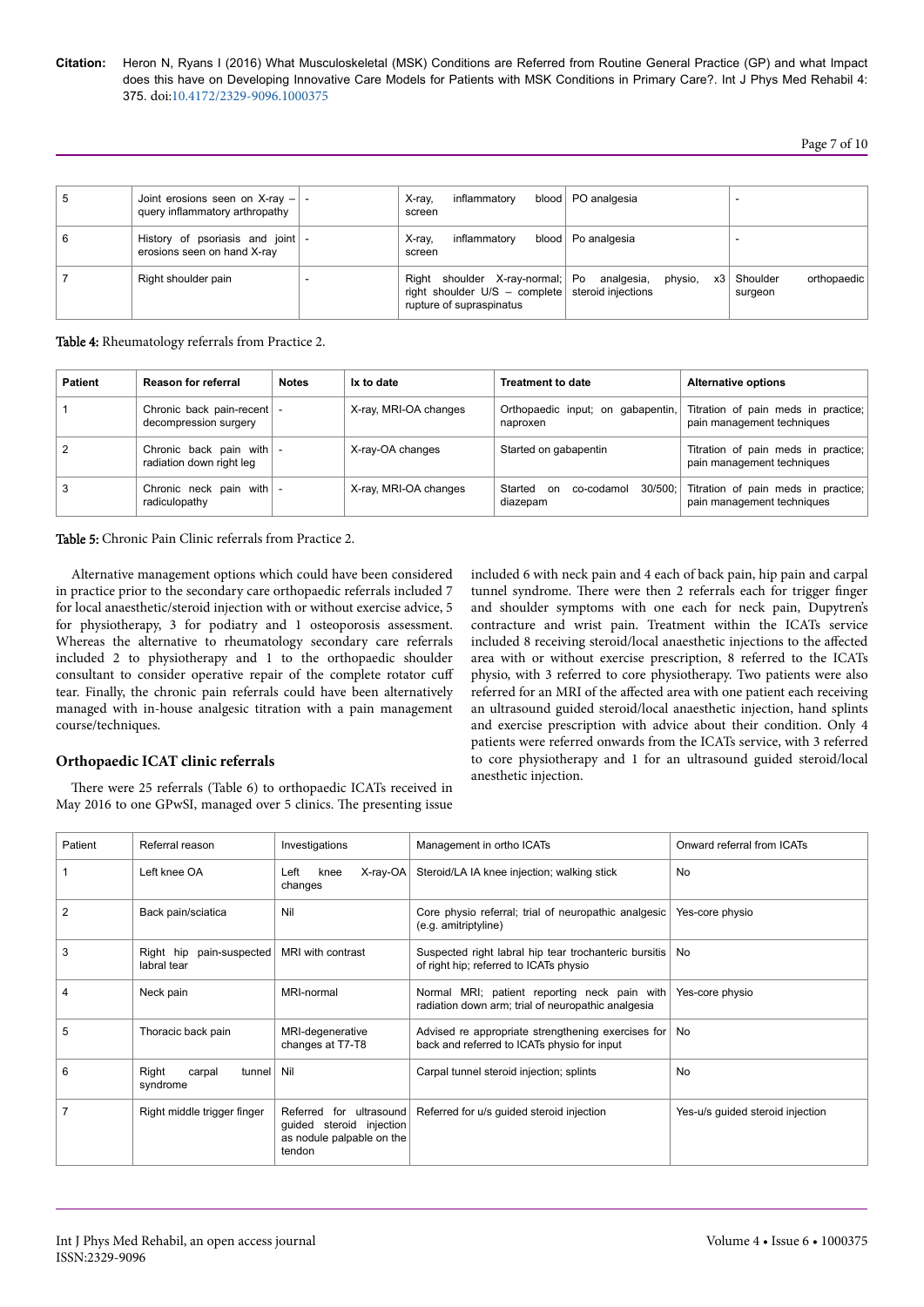| 5 | Joint erosions seen on X-ray – query inflammatory arthropathy | - | X-ray, inflammatory blood screen | PO analgesia | - |
|---|---|---|---|---|---|
| 6 | History of psoriasis and joint erosions seen on hand X-ray | - | X-ray, inflammatory blood screen | Po analgesia | - |
| 7 | Right shoulder pain | - | Right shoulder X-ray-normal; right shoulder U/S – complete rupture of supraspinatus | Po analgesia, physio, x3 steroid injections | Shoulder orthopaedic surgeon |

**Table 4:** Rheumatology referrals from Practice 2.

| Patient | Reason for referral | Notes | Ix to date | Treatment to date | Alternative options |
|---|---|---|---|---|---|
| 1 | Chronic back pain-recent decompression surgery | - | X-ray, MRI-OA changes | Orthopaedic input; on gabapentin, naproxen | Titration of pain meds in practice; pain management techniques |
| 2 | Chronic back pain with radiation down right leg | - | X-ray-OA changes | Started on gabapentin | Titration of pain meds in practice; pain management techniques |
| 3 | Chronic neck pain with radiculopathy | - | X-ray, MRI-OA changes | Started on co-codamol 30/500; diazepam | Titration of pain meds in practice; pain management techniques |

**Table 5:** Chronic Pain Clinic referrals from Practice 2.

Alternative management options which could have been considered in practice prior to the secondary care orthopaedic referrals included 7 for local anaesthetic/steroid injection with or without exercise advice, 5 for physiotherapy, 3 for podiatry and 1 osteoporosis assessment. Whereas the alternative to rheumatology secondary care referrals included 2 to physiotherapy and 1 to the orthopaedic shoulder consultant to consider operative repair of the complete rotator cuff tear. Finally, the chronic pain referrals could have been alternatively managed with in-house analgesic titration with a pain management course/techniques.

## Orthopaedic ICAT clinic referrals

There were 25 referrals (Table 6) to orthopaedic ICATs received in May 2016 to one GPwSI, managed over 5 clinics. The presenting issue included 6 with neck pain and 4 each of back pain, hip pain and carpal tunnel syndrome. There were then 2 referrals each for trigger finger and shoulder symptoms with one each for neck pain, Dupytren's contracture and wrist pain. Treatment within the ICATs service included 8 receiving steroid/local anaesthetic injections to the affected area with or without exercise prescription, 8 referred to the ICATs physio, with 3 referred to core physiotherapy. Two patients were also referred for an MRI of the affected area with one patient each receiving an ultrasound guided steroid/local anaesthetic injection, hand splints and exercise prescription with advice about their condition. Only 4 patients were referred onwards from the ICATs service, with 3 referred to core physiotherapy and 1 for an ultrasound guided steroid/local anesthetic injection.

| Patient | Referral reason | Investigations | Management in ortho ICATs | Onward referral from ICATs |
|---|---|---|---|---|
| 1 | Left knee OA | Left knee X-ray-OA changes | Steroid/LA IA knee injection; walking stick | No |
| 2 | Back pain/sciatica | Nil | Core physio referral; trial of neuropathic analgesic (e.g. amitriptyline) | Yes-core physio |
| 3 | Right hip pain-suspected labral tear | MRI with contrast | Suspected right labral hip tear trochanteric bursitis of right hip; referred to ICATs physio | No |
| 4 | Neck pain | MRI-normal | Normal MRI; patient reporting neck pain with radiation down arm; trial of neuropathic analgesia | Yes-core physio |
| 5 | Thoracic back pain | MRI-degenerative changes at T7-T8 | Advised re appropriate strengthening exercises for back and referred to ICATs physio for input | No |
| 6 | Right carpal tunnel syndrome | Nil | Carpal tunnel steroid injection; splints | No |
| 7 | Right middle trigger finger | Referred for ultrasound guided steroid injection as nodule palpable on the tendon | Referred for u/s guided steroid injection | Yes-u/s guided steroid injection |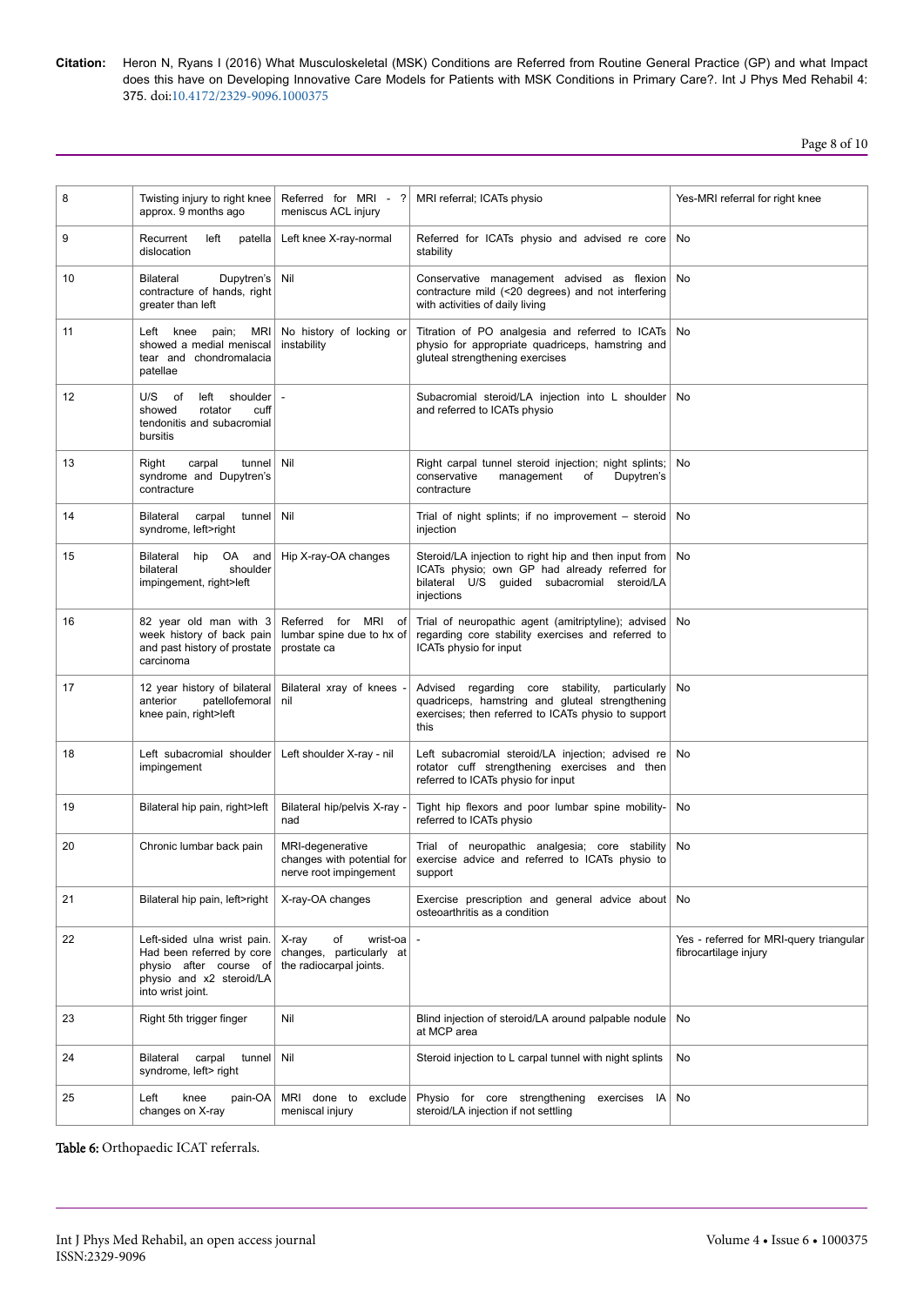| | | | | |
|---|---|---|---|---|
| 8 | Twisting injury to right knee approx. 9 months ago | Referred for MRI - ? meniscus ACL injury | MRI referral; ICATs physio | Yes-MRI referral for right knee |
| 9 | Recurrent left patella dislocation | Left knee X-ray-normal | Referred for ICATs physio and advised re core stability | No |
| 10 | Bilateral Dupytren's contracture of hands, right greater than left | Nil | Conservative management advised as flexion contracture mild (<20 degrees) and not interfering with activities of daily living | No |
| 11 | Left knee pain; MRI showed a medial meniscal tear and chondromalacia patellae | No history of locking or instability | Titration of PO analgesia and referred to ICATs physio for appropriate quadriceps, hamstring and gluteal strengthening exercises | No |
| 12 | U/S of left shoulder showed rotator cuff tendonitis and subacromial bursitis | - | Subacromial steroid/LA injection into L shoulder and referred to ICATs physio | No |
| 13 | Right carpal tunnel syndrome and Dupytren's contracture | Nil | Right carpal tunnel steroid injection; night splints; conservative management of Dupytren's contracture | No |
| 14 | Bilateral carpal tunnel syndrome, left>right | Nil | Trial of night splints; if no improvement – steroid injection | No |
| 15 | Bilateral hip OA and bilateral shoulder impingement, right>left | Hip X-ray-OA changes | Steroid/LA injection to right hip and then input from ICATs physio; own GP had already referred for bilateral U/S guided subacromial steroid/LA injections | No |
| 16 | 82 year old man with 3 week history of back pain and past history of prostate carcinoma | Referred for MRI of lumbar spine due to hx of prostate ca | Trial of neuropathic agent (amitriptyline); advised regarding core stability exercises and referred to ICATs physio for input | No |
| 17 | 12 year history of bilateral anterior patellofemoral knee pain, right>left | Bilateral xray of knees - nil | Advised regarding core stability, particularly quadriceps, hamstring and gluteal strengthening exercises; then referred to ICATs physio to support this | No |
| 18 | Left subacromial shoulder impingement | Left shoulder X-ray - nil | Left subacromial steroid/LA injection; advised re rotator cuff strengthening exercises and then referred to ICATs physio for input | No |
| 19 | Bilateral hip pain, right>left | Bilateral hip/pelvis X-ray - nad | Tight hip flexors and poor lumbar spine mobility- referred to ICATs physio | No |
| 20 | Chronic lumbar back pain | MRI-degenerative changes with potential for nerve root impingement | Trial of neuropathic analgesia; core stability exercise advice and referred to ICATs physio to support | No |
| 21 | Bilateral hip pain, left>right | X-ray-OA changes | Exercise prescription and general advice about osteoarthritis as a condition | No |
| 22 | Left-sided ulna wrist pain. Had been referred by core physio after course of physio and x2 steroid/LA into wrist joint. | X-ray of wrist-oa changes, particularly at the radiocarpal joints. | - | Yes - referred for MRI-query triangular fibrocartilage injury |
| 23 | Right 5th trigger finger | Nil | Blind injection of steroid/LA around palpable nodule at MCP area | No |
| 24 | Bilateral carpal tunnel syndrome, left> right | Nil | Steroid injection to L carpal tunnel with night splints | No |
| 25 | Left knee pain-OA changes on X-ray | MRI done to exclude meniscal injury | Physio for core strengthening exercises IA steroid/LA injection if not settling | No |

**Table 6:** Orthopaedic ICAT referrals.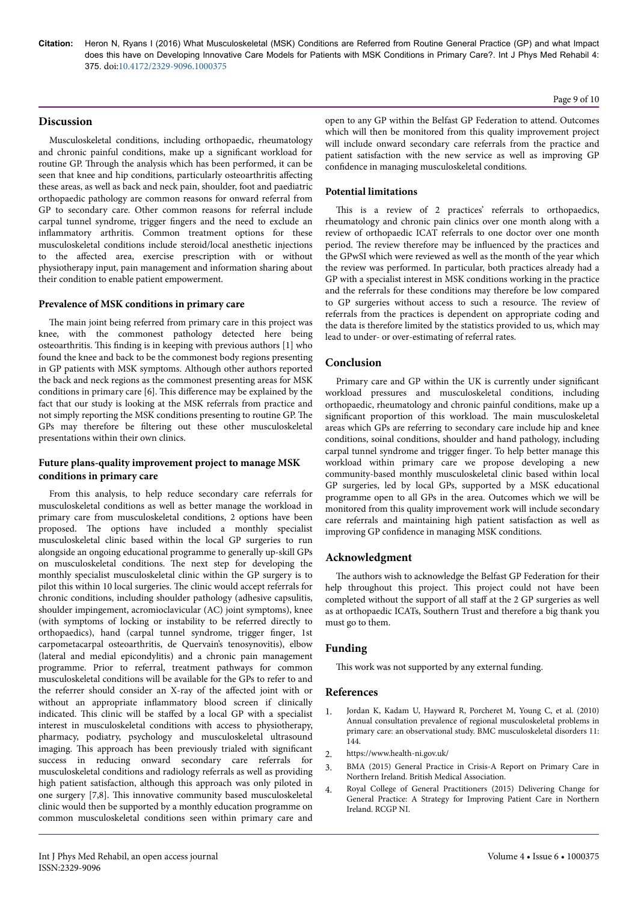## Discussion

Musculoskeletal conditions, including orthopaedic, rheumatology and chronic painful conditions, make up a significant workload for routine GP. Through the analysis which has been performed, it can be seen that knee and hip conditions, particularly osteoarthritis affecting these areas, as well as back and neck pain, shoulder, foot and paediatric orthopaedic pathology are common reasons for onward referral from GP to secondary care. Other common reasons for referral include carpal tunnel syndrome, trigger fingers and the need to exclude an inflammatory arthritis. Common treatment options for these musculoskeletal conditions include steroid/local anesthetic injections to the affected area, exercise prescription with or without physiotherapy input, pain management and information sharing about their condition to enable patient empowerment.

### Prevalence of MSK conditions in primary care

The main joint being referred from primary care in this project was knee, with the commonest pathology detected here being osteoarthritis. This finding is in keeping with previous authors [1] who found the knee and back to be the commonest body regions presenting in GP patients with MSK symptoms. Although other authors reported the back and neck regions as the commonest presenting areas for MSK conditions in primary care [6]. This difference may be explained by the fact that our study is looking at the MSK referrals from practice and not simply reporting the MSK conditions presenting to routine GP. The GPs may therefore be filtering out these other musculoskeletal presentations within their own clinics.

### Future plans-quality improvement project to manage MSK conditions in primary care

From this analysis, to help reduce secondary care referrals for musculoskeletal conditions as well as better manage the workload in primary care from musculoskeletal conditions, 2 options have been proposed. The options have included a monthly specialist musculoskeletal clinic based within the local GP surgeries to run alongside an ongoing educational programme to generally up-skill GPs on musculoskeletal conditions. The next step for developing the monthly specialist musculoskeletal clinic within the GP surgery is to pilot this within 10 local surgeries. The clinic would accept referrals for chronic conditions, including shoulder pathology (adhesive capsulitis, shoulder impingement, acromioclavicular (AC) joint symptoms), knee (with symptoms of locking or instability to be referred directly to orthopaedics), hand (carpal tunnel syndrome, trigger finger, 1st carpometacarpal osteoarthritis, de Quervain's tenosynovitis), elbow (lateral and medial epicondylitis) and a chronic pain management programme. Prior to referral, treatment pathways for common musculoskeletal conditions will be available for the GPs to refer to and the referrer should consider an X-ray of the affected joint with or without an appropriate inflammatory blood screen if clinically indicated. This clinic will be staffed by a local GP with a specialist interest in musculoskeletal conditions with access to physiotherapy, pharmacy, podiatry, psychology and musculoskeletal ultrasound imaging. This approach has been previously trialed with significant success in reducing onward secondary care referrals for musculoskeletal conditions and radiology referrals as well as providing high patient satisfaction, although this approach was only piloted in one surgery [7,8]. This innovative community based musculoskeletal clinic would then be supported by a monthly education programme on common musculoskeletal conditions seen within primary care and open to any GP within the Belfast GP Federation to attend. Outcomes which will then be monitored from this quality improvement project will include onward secondary care referrals from the practice and patient satisfaction with the new service as well as improving GP confidence in managing musculoskeletal conditions.

### Potential limitations

This is a review of 2 practices' referrals to orthopaedics, rheumatology and chronic pain clinics over one month along with a review of orthopaedic ICAT referrals to one doctor over one month period. The review therefore may be influenced by the practices and the GPwSI which were reviewed as well as the month of the year which the review was performed. In particular, both practices already had a GP with a specialist interest in MSK conditions working in the practice and the referrals for these conditions may therefore be low compared to GP surgeries without access to such a resource. The review of referrals from the practices is dependent on appropriate coding and the data is therefore limited by the statistics provided to us, which may lead to under- or over-estimating of referral rates.

## Conclusion

Primary care and GP within the UK is currently under significant workload pressures and musculoskeletal conditions, including orthopaedic, rheumatology and chronic painful conditions, make up a significant proportion of this workload. The main musculoskeletal areas which GPs are referring to secondary care include hip and knee conditions, soinal conditions, shoulder and hand pathology, including carpal tunnel syndrome and trigger finger. To help better manage this workload within primary care we propose developing a new community-based monthly musculoskeletal clinic based within local GP surgeries, led by local GPs, supported by a MSK educational programme open to all GPs in the area. Outcomes which we will be monitored from this quality improvement work will include secondary care referrals and maintaining high patient satisfaction as well as improving GP confidence in managing MSK conditions.

## Acknowledgment

The authors wish to acknowledge the Belfast GP Federation for their help throughout this project. This project could not have been completed without the support of all staff at the 2 GP surgeries as well as at orthopaedic ICATs, Southern Trust and therefore a big thank you must go to them.

## Funding

This work was not supported by any external funding.

## References

1. Jordan K, Kadam U, Hayward R, Porcheret M, Young C, et al. (2010) Annual consultation prevalence of regional musculoskeletal problems in primary care: an observational study. BMC musculoskeletal disorders 11: 144.
2. https://www.health-ni.gov.uk/
3. BMA (2015) General Practice in Crisis-A Report on Primary Care in Northern Ireland. British Medical Association.
4. Royal College of General Practitioners (2015) Delivering Change for General Practice: A Strategy for Improving Patient Care in Northern Ireland. RCGP NI.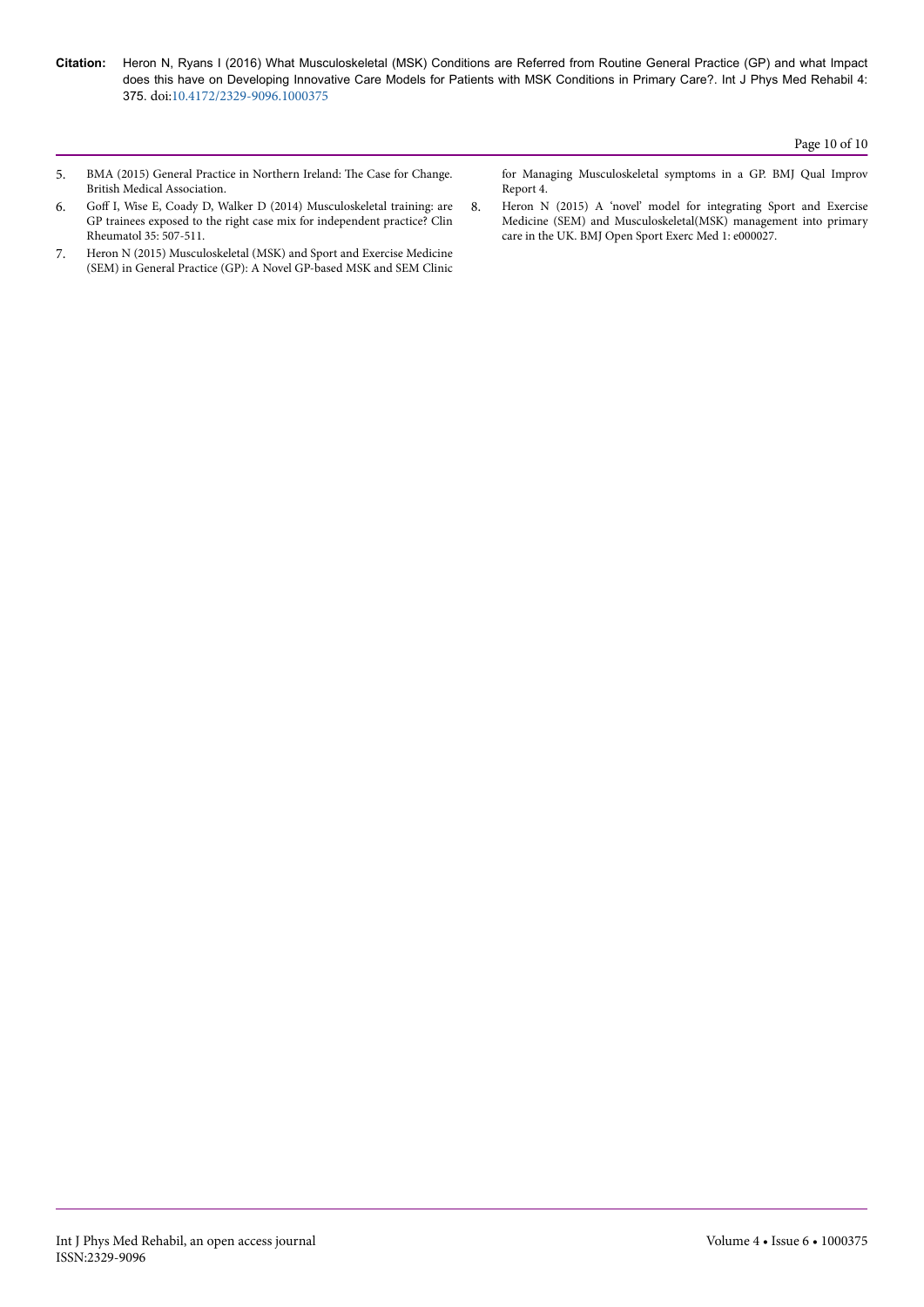5. BMA (2015) General Practice in Northern Ireland: The Case for Change. British Medical Association.
6. Goff I, Wise E, Coady D, Walker D (2014) Musculoskeletal training: are GP trainees exposed to the right case mix for independent practice? Clin Rheumatol 35: 507-511.
7. Heron N (2015) Musculoskeletal (MSK) and Sport and Exercise Medicine (SEM) in General Practice (GP): A Novel GP-based MSK and SEM Clinic for Managing Musculoskeletal symptoms in a GP. BMJ Qual Improv Report 4.
8. Heron N (2015) A 'novel' model for integrating Sport and Exercise Medicine (SEM) and Musculoskeletal(MSK) management into primary care in the UK. BMJ Open Sport Exerc Med 1: e000027.